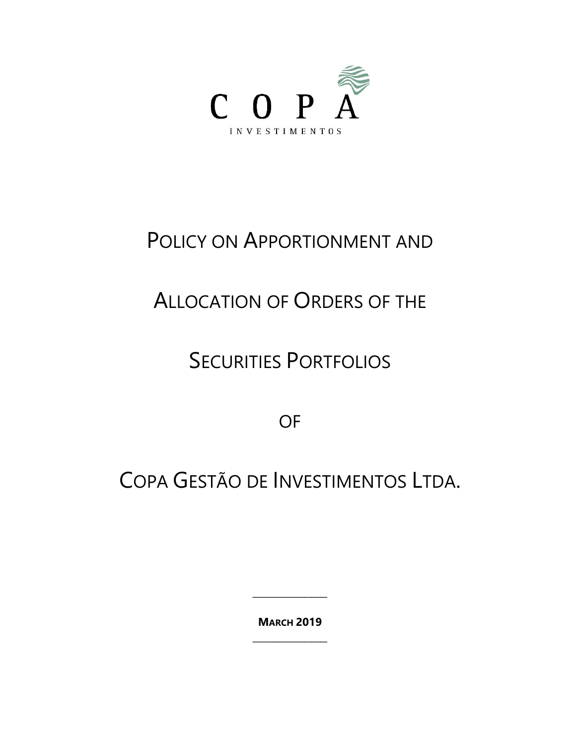COPA

INVESTIMENTOS

# POLICY ON APPORTIONMENT AND ALLOCATION OF ORDERS OF THE SECURITIES PORTFOLIOS OF COPA GESTÃO DE INVESTIMENTOS LTDA.

---

**MARCH 2019**

---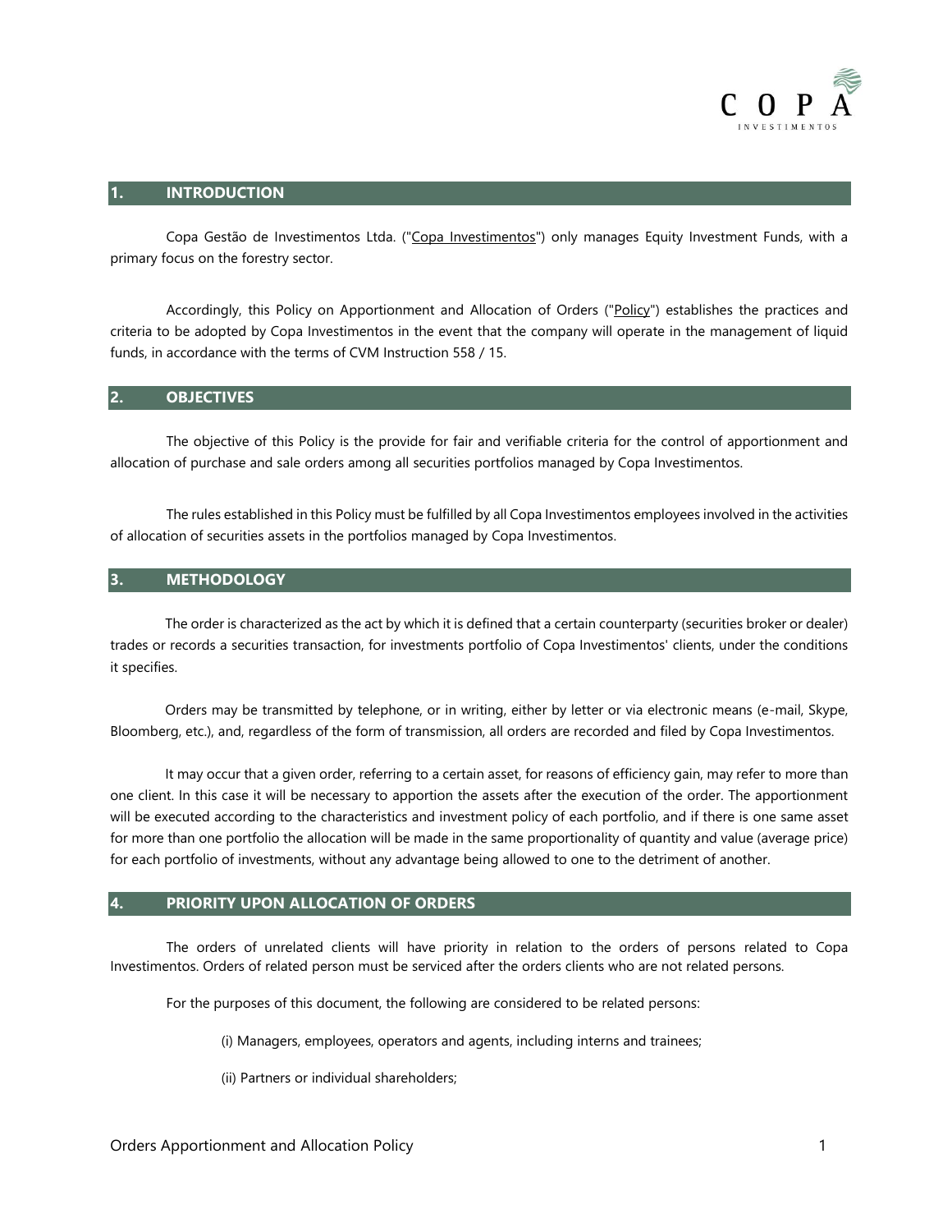## 1. INTRODUCTION

Copa Gestão de Investimentos Ltda. ("Copa Investimentos") only manages Equity Investment Funds, with a primary focus on the forestry sector.

Accordingly, this Policy on Apportionment and Allocation of Orders ("Policy") establishes the practices and criteria to be adopted by Copa Investimentos in the event that the company will operate in the management of liquid funds, in accordance with the terms of CVM Instruction 558 / 15.

## 2. OBJECTIVES

The objective of this Policy is the provide for fair and verifiable criteria for the control of apportionment and allocation of purchase and sale orders among all securities portfolios managed by Copa Investimentos.

The rules established in this Policy must be fulfilled by all Copa Investimentos employees involved in the activities of allocation of securities assets in the portfolios managed by Copa Investimentos.

## 3. METHODOLOGY

The order is characterized as the act by which it is defined that a certain counterparty (securities broker or dealer) trades or records a securities transaction, for investments portfolio of Copa Investimentos' clients, under the conditions it specifies.

Orders may be transmitted by telephone, or in writing, either by letter or via electronic means (e-mail, Skype, Bloomberg, etc.), and, regardless of the form of transmission, all orders are recorded and filed by Copa Investimentos.

It may occur that a given order, referring to a certain asset, for reasons of efficiency gain, may refer to more than one client. In this case it will be necessary to apportion the assets after the execution of the order. The apportionment will be executed according to the characteristics and investment policy of each portfolio, and if there is one same asset for more than one portfolio the allocation will be made in the same proportionality of quantity and value (average price) for each portfolio of investments, without any advantage being allowed to one to the detriment of another.

## 4. PRIORITY UPON ALLOCATION OF ORDERS

The orders of unrelated clients will have priority in relation to the orders of persons related to Copa Investimentos. Orders of related person must be serviced after the orders clients who are not related persons.

For the purposes of this document, the following are considered to be related persons:

(i) Managers, employees, operators and agents, including interns and trainees;

(ii) Partners or individual shareholders;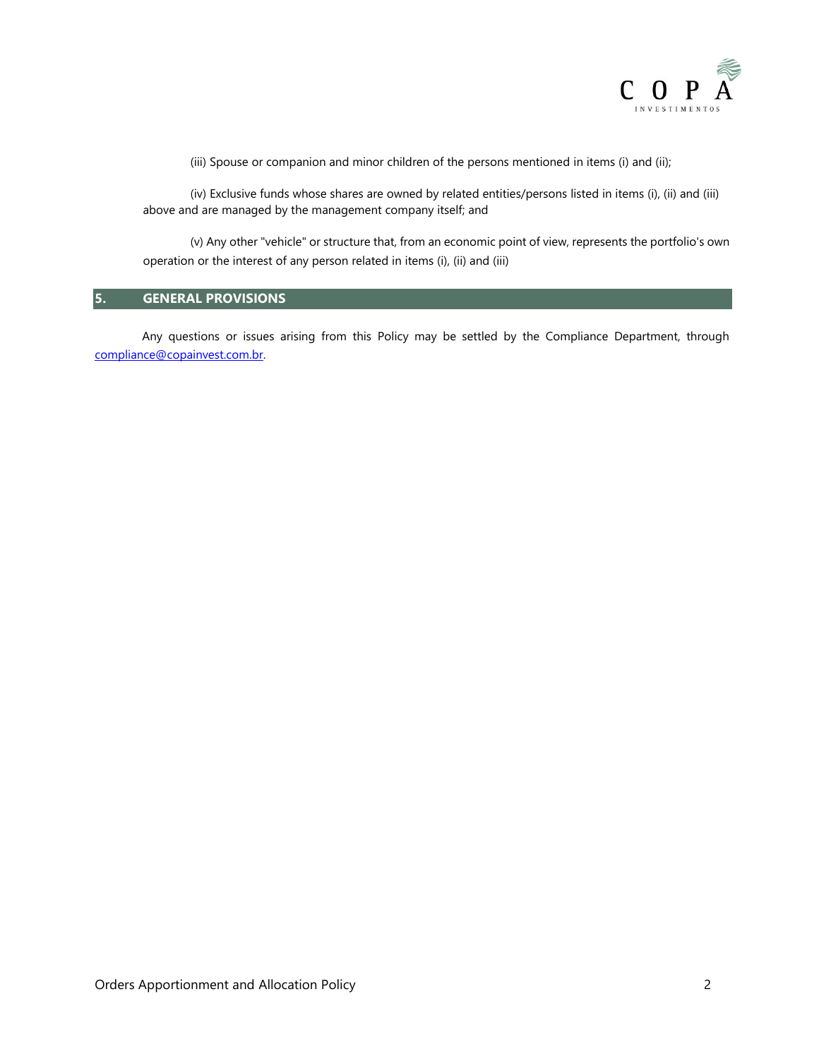(iii) Spouse or companion and minor children of the persons mentioned in items (i) and (ii);

(iv) Exclusive funds whose shares are owned by related entities/persons listed in items (i), (ii) and (iii) above and are managed by the management company itself; and

(v) Any other "vehicle" or structure that, from an economic point of view, represents the portfolio's own operation or the interest of any person related in items (i), (ii) and (iii)

## 5. GENERAL PROVISIONS

Any questions or issues arising from this Policy may be settled by the Compliance Department, through compliance@copainvest.com.br.